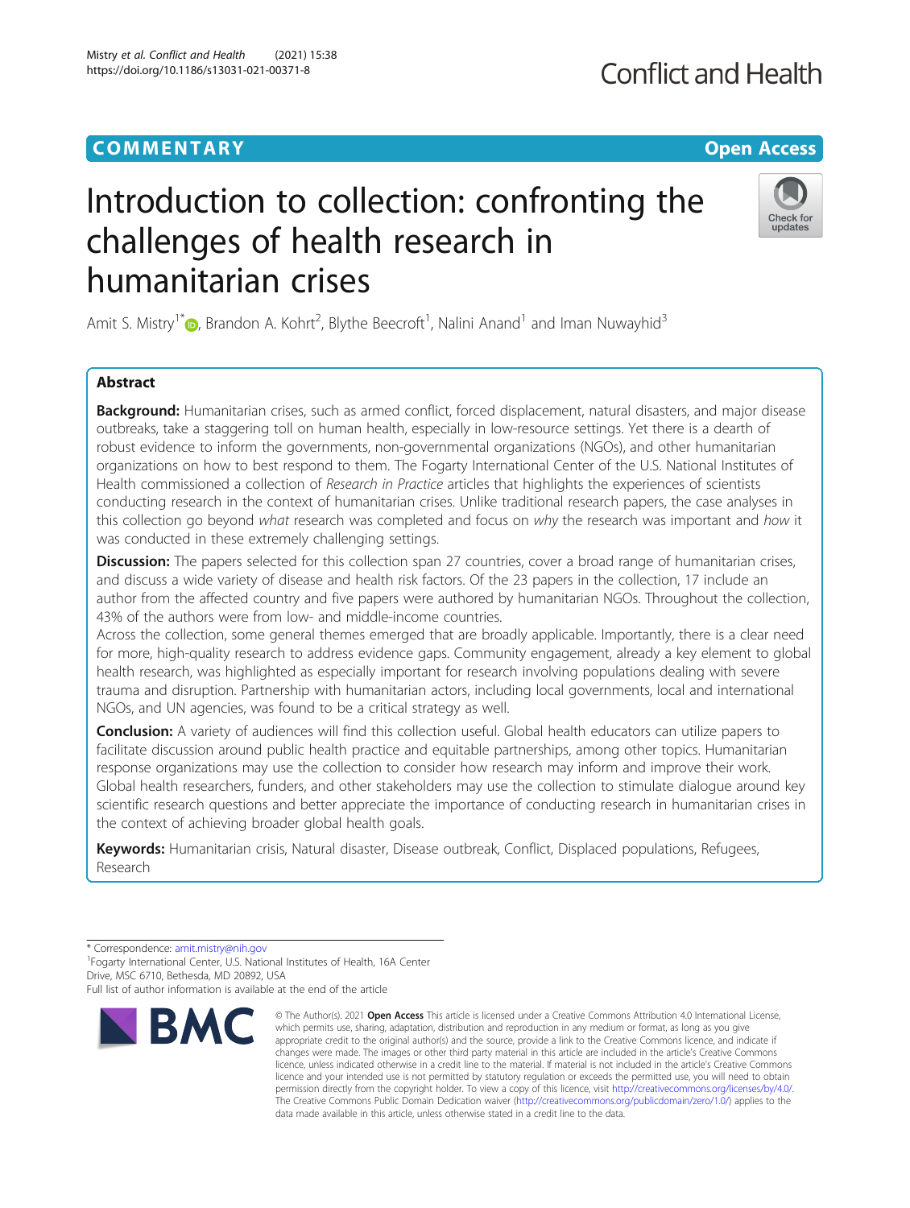COMMENTARY

Open Access

# Introduction to collection: confronting the challenges of health research in humanitarian crises

Amit S. Mistry[1*], Brandon A. Kohrt[2], Blythe Beecroft[1], Nalini Anand[1] and Iman Nuwayhid[3]

## Abstract

**Background:** Humanitarian crises, such as armed conflict, forced displacement, natural disasters, and major disease outbreaks, take a staggering toll on human health, especially in low-resource settings. Yet there is a dearth of robust evidence to inform the governments, non-governmental organizations (NGOs), and other humanitarian organizations on how to best respond to them. The Fogarty International Center of the U.S. National Institutes of Health commissioned a collection of *Research in Practice* articles that highlights the experiences of scientists conducting research in the context of humanitarian crises. Unlike traditional research papers, the case analyses in this collection go beyond *what* research was completed and focus on *why* the research was important and *how* it was conducted in these extremely challenging settings.

**Discussion:** The papers selected for this collection span 27 countries, cover a broad range of humanitarian crises, and discuss a wide variety of disease and health risk factors. Of the 23 papers in the collection, 17 include an author from the affected country and five papers were authored by humanitarian NGOs. Throughout the collection, 43% of the authors were from low- and middle-income countries.

Across the collection, some general themes emerged that are broadly applicable. Importantly, there is a clear need for more, high-quality research to address evidence gaps. Community engagement, already a key element to global health research, was highlighted as especially important for research involving populations dealing with severe trauma and disruption. Partnership with humanitarian actors, including local governments, local and international NGOs, and UN agencies, was found to be a critical strategy as well.

**Conclusion:** A variety of audiences will find this collection useful. Global health educators can utilize papers to facilitate discussion around public health practice and equitable partnerships, among other topics. Humanitarian response organizations may use the collection to consider how research may inform and improve their work. Global health researchers, funders, and other stakeholders may use the collection to stimulate dialogue around key scientific research questions and better appreciate the importance of conducting research in humanitarian crises in the context of achieving broader global health goals.

**Keywords:** Humanitarian crisis, Natural disaster, Disease outbreak, Conflict, Displaced populations, Refugees, Research

\* Correspondence: amit.mistry@nih.gov

[1]Fogarty International Center, U.S. National Institutes of Health, 16A Center Drive, MSC 6710, Bethesda, MD 20892, USA

Full list of author information is available at the end of the article

© The Author(s). 2021 **Open Access** This article is licensed under a Creative Commons Attribution 4.0 International License, which permits use, sharing, adaptation, distribution and reproduction in any medium or format, as long as you give appropriate credit to the original author(s) and the source, provide a link to the Creative Commons licence, and indicate if changes were made. The images or other third party material in this article are included in the article's Creative Commons licence, unless indicated otherwise in a credit line to the material. If material is not included in the article's Creative Commons licence and your intended use is not permitted by statutory regulation or exceeds the permitted use, you will need to obtain permission directly from the copyright holder. To view a copy of this licence, visit http://creativecommons.org/licenses/by/4.0/. The Creative Commons Public Domain Dedication waiver (http://creativecommons.org/publicdomain/zero/1.0/) applies to the data made available in this article, unless otherwise stated in a credit line to the data.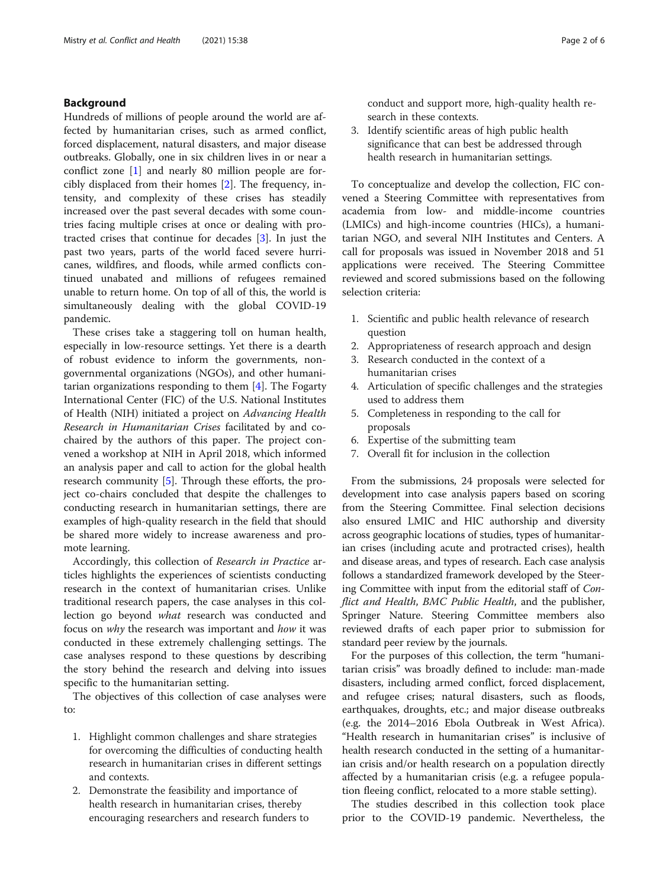## Background

Hundreds of millions of people around the world are affected by humanitarian crises, such as armed conflict, forced displacement, natural disasters, and major disease outbreaks. Globally, one in six children lives in or near a conflict zone [1] and nearly 80 million people are forcibly displaced from their homes [2]. The frequency, intensity, and complexity of these crises has steadily increased over the past several decades with some countries facing multiple crises at once or dealing with protracted crises that continue for decades [3]. In just the past two years, parts of the world faced severe hurricanes, wildfires, and floods, while armed conflicts continued unabated and millions of refugees remained unable to return home. On top of all of this, the world is simultaneously dealing with the global COVID-19 pandemic.

These crises take a staggering toll on human health, especially in low-resource settings. Yet there is a dearth of robust evidence to inform the governments, nongovernmental organizations (NGOs), and other humanitarian organizations responding to them [4]. The Fogarty International Center (FIC) of the U.S. National Institutes of Health (NIH) initiated a project on *Advancing Health Research in Humanitarian Crises* facilitated by and co-chaired by the authors of this paper. The project convened a workshop at NIH in April 2018, which informed an analysis paper and call to action for the global health research community [5]. Through these efforts, the project co-chairs concluded that despite the challenges to conducting research in humanitarian settings, there are examples of high-quality research in the field that should be shared more widely to increase awareness and promote learning.

Accordingly, this collection of *Research in Practice* articles highlights the experiences of scientists conducting research in the context of humanitarian crises. Unlike traditional research papers, the case analyses in this collection go beyond *what* research was conducted and focus on *why* the research was important and *how* it was conducted in these extremely challenging settings. The case analyses respond to these questions by describing the story behind the research and delving into issues specific to the humanitarian setting.

The objectives of this collection of case analyses were to:

1. Highlight common challenges and share strategies for overcoming the difficulties of conducting health research in humanitarian crises in different settings and contexts.
2. Demonstrate the feasibility and importance of health research in humanitarian crises, thereby encouraging researchers and research funders to conduct and support more, high-quality health research in these contexts.
3. Identify scientific areas of high public health significance that can best be addressed through health research in humanitarian settings.

To conceptualize and develop the collection, FIC convened a Steering Committee with representatives from academia from low- and middle-income countries (LMICs) and high-income countries (HICs), a humanitarian NGO, and several NIH Institutes and Centers. A call for proposals was issued in November 2018 and 51 applications were received. The Steering Committee reviewed and scored submissions based on the following selection criteria:

1. Scientific and public health relevance of research question
2. Appropriateness of research approach and design
3. Research conducted in the context of a humanitarian crises
4. Articulation of specific challenges and the strategies used to address them
5. Completeness in responding to the call for proposals
6. Expertise of the submitting team
7. Overall fit for inclusion in the collection

From the submissions, 24 proposals were selected for development into case analysis papers based on scoring from the Steering Committee. Final selection decisions also ensured LMIC and HIC authorship and diversity across geographic locations of studies, types of humanitarian crises (including acute and protracted crises), health and disease areas, and types of research. Each case analysis follows a standardized framework developed by the Steering Committee with input from the editorial staff of *Conflict and Health*, *BMC Public Health*, and the publisher, Springer Nature. Steering Committee members also reviewed drafts of each paper prior to submission for standard peer review by the journals.

For the purposes of this collection, the term "humanitarian crisis" was broadly defined to include: man-made disasters, including armed conflict, forced displacement, and refugee crises; natural disasters, such as floods, earthquakes, droughts, etc.; and major disease outbreaks (e.g. the 2014–2016 Ebola Outbreak in West Africa). "Health research in humanitarian crises" is inclusive of health research conducted in the setting of a humanitarian crisis and/or health research on a population directly affected by a humanitarian crisis (e.g. a refugee population fleeing conflict, relocated to a more stable setting).

The studies described in this collection took place prior to the COVID-19 pandemic. Nevertheless, the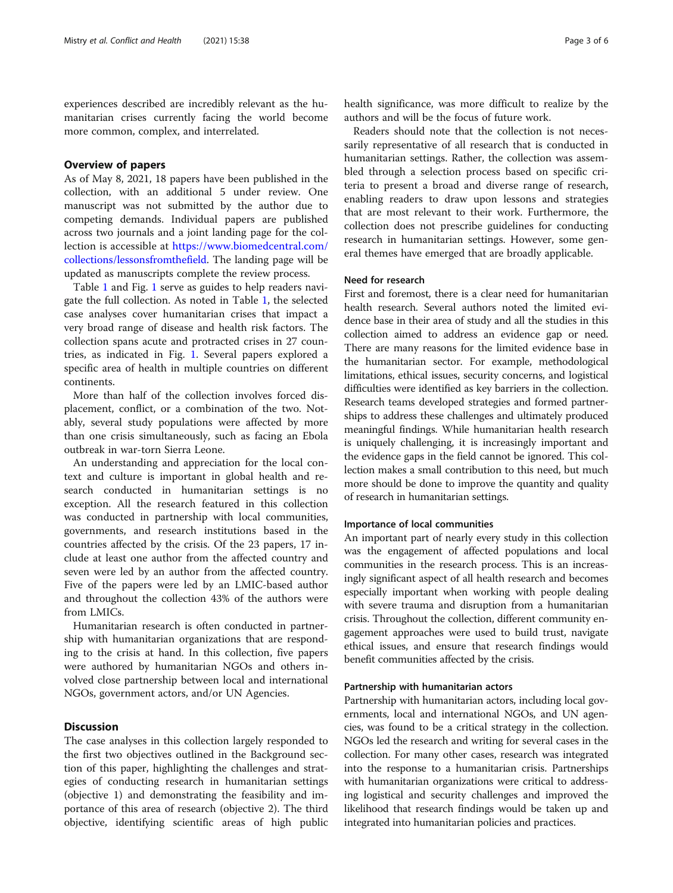experiences described are incredibly relevant as the humanitarian crises currently facing the world become more common, complex, and interrelated.

## Overview of papers

As of May 8, 2021, 18 papers have been published in the collection, with an additional 5 under review. One manuscript was not submitted by the author due to competing demands. Individual papers are published across two journals and a joint landing page for the collection is accessible at https://www.biomedcentral.com/collections/lessonsfromthefield. The landing page will be updated as manuscripts complete the review process.

Table 1 and Fig. 1 serve as guides to help readers navigate the full collection. As noted in Table 1, the selected case analyses cover humanitarian crises that impact a very broad range of disease and health risk factors. The collection spans acute and protracted crises in 27 countries, as indicated in Fig. 1. Several papers explored a specific area of health in multiple countries on different continents.

More than half of the collection involves forced displacement, conflict, or a combination of the two. Notably, several study populations were affected by more than one crisis simultaneously, such as facing an Ebola outbreak in war-torn Sierra Leone.

An understanding and appreciation for the local context and culture is important in global health and research conducted in humanitarian settings is no exception. All the research featured in this collection was conducted in partnership with local communities, governments, and research institutions based in the countries affected by the crisis. Of the 23 papers, 17 include at least one author from the affected country and seven were led by an author from the affected country. Five of the papers were led by an LMIC-based author and throughout the collection 43% of the authors were from LMICs.

Humanitarian research is often conducted in partnership with humanitarian organizations that are responding to the crisis at hand. In this collection, five papers were authored by humanitarian NGOs and others involved close partnership between local and international NGOs, government actors, and/or UN Agencies.

## Discussion

The case analyses in this collection largely responded to the first two objectives outlined in the Background section of this paper, highlighting the challenges and strategies of conducting research in humanitarian settings (objective 1) and demonstrating the feasibility and importance of this area of research (objective 2). The third objective, identifying scientific areas of high public health significance, was more difficult to realize by the authors and will be the focus of future work.

Readers should note that the collection is not necessarily representative of all research that is conducted in humanitarian settings. Rather, the collection was assembled through a selection process based on specific criteria to present a broad and diverse range of research, enabling readers to draw upon lessons and strategies that are most relevant to their work. Furthermore, the collection does not prescribe guidelines for conducting research in humanitarian settings. However, some general themes have emerged that are broadly applicable.

### Need for research

First and foremost, there is a clear need for humanitarian health research. Several authors noted the limited evidence base in their area of study and all the studies in this collection aimed to address an evidence gap or need. There are many reasons for the limited evidence base in the humanitarian sector. For example, methodological limitations, ethical issues, security concerns, and logistical difficulties were identified as key barriers in the collection. Research teams developed strategies and formed partnerships to address these challenges and ultimately produced meaningful findings. While humanitarian health research is uniquely challenging, it is increasingly important and the evidence gaps in the field cannot be ignored. This collection makes a small contribution to this need, but much more should be done to improve the quantity and quality of research in humanitarian settings.

### Importance of local communities

An important part of nearly every study in this collection was the engagement of affected populations and local communities in the research process. This is an increasingly significant aspect of all health research and becomes especially important when working with people dealing with severe trauma and disruption from a humanitarian crisis. Throughout the collection, different community engagement approaches were used to build trust, navigate ethical issues, and ensure that research findings would benefit communities affected by the crisis.

### Partnership with humanitarian actors

Partnership with humanitarian actors, including local governments, local and international NGOs, and UN agencies, was found to be a critical strategy in the collection. NGOs led the research and writing for several cases in the collection. For many other cases, research was integrated into the response to a humanitarian crisis. Partnerships with humanitarian organizations were critical to addressing logistical and security challenges and improved the likelihood that research findings would be taken up and integrated into humanitarian policies and practices.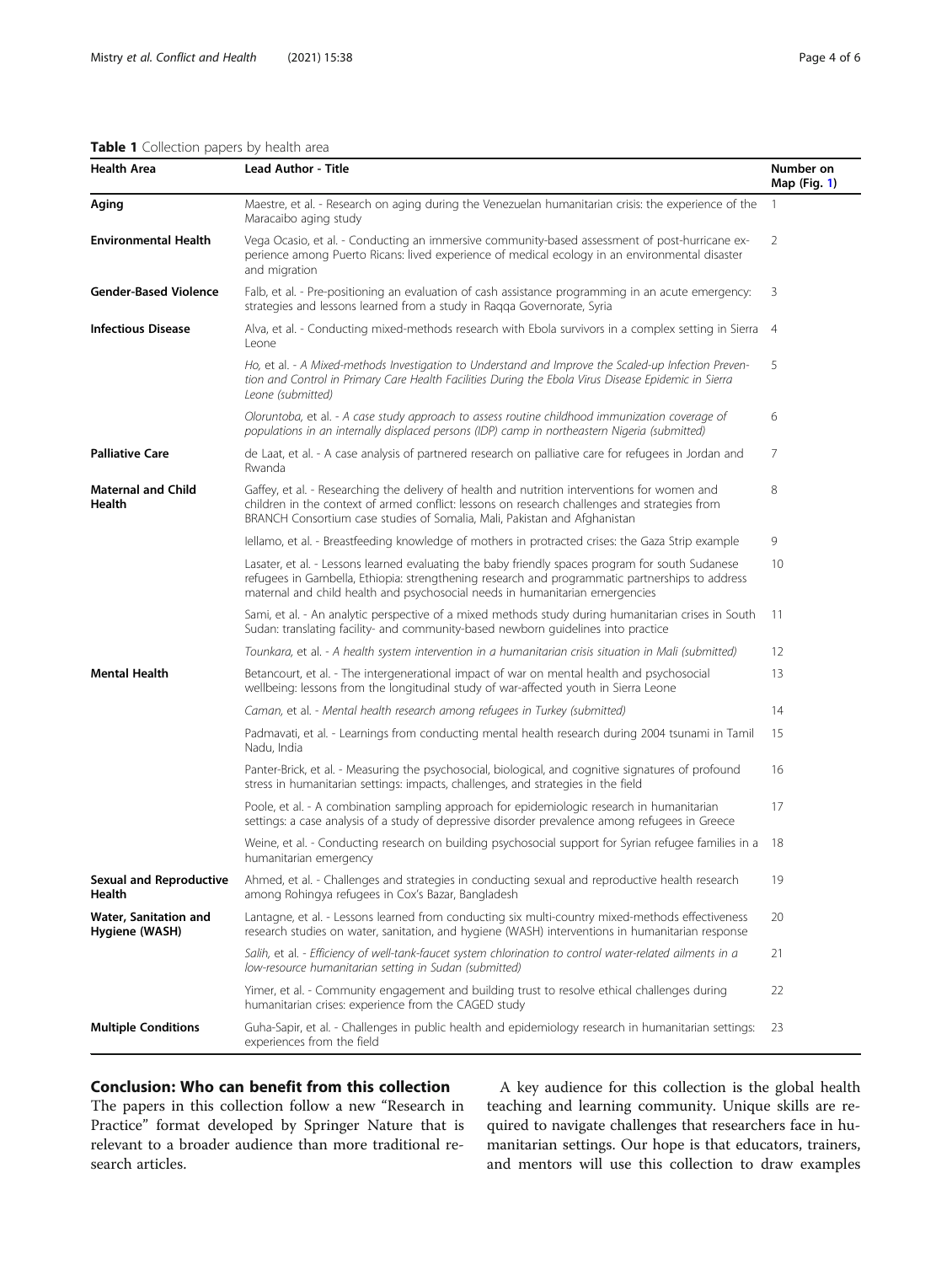**Table 1** Collection papers by health area

| Health Area | Lead Author - Title | Number on Map (Fig. 1) |
|---|---|---|
| **Aging** | Maestre, et al. - Research on aging during the Venezuelan humanitarian crisis: the experience of the Maracaibo aging study | 1 |
| **Environmental Health** | Vega Ocasio, et al. - Conducting an immersive community-based assessment of post-hurricane experience among Puerto Ricans: lived experience of medical ecology in an environmental disaster and migration | 2 |
| **Gender-Based Violence** | Falb, et al. - Pre-positioning an evaluation of cash assistance programming in an acute emergency: strategies and lessons learned from a study in Raqqa Governorate, Syria | 3 |
| **Infectious Disease** | Alva, et al. - Conducting mixed-methods research with Ebola survivors in a complex setting in Sierra Leone | 4 |
| | *Ho, et al. - A Mixed-methods Investigation to Understand and Improve the Scaled-up Infection Prevention and Control in Primary Care Health Facilities During the Ebola Virus Disease Epidemic in Sierra Leone (submitted)* | 5 |
| | *Oloruntoba, et al. - A case study approach to assess routine childhood immunization coverage of populations in an internally displaced persons (IDP) camp in northeastern Nigeria (submitted)* | 6 |
| **Palliative Care** | de Laat, et al. - A case analysis of partnered research on palliative care for refugees in Jordan and Rwanda | 7 |
| **Maternal and Child Health** | Gaffey, et al. - Researching the delivery of health and nutrition interventions for women and children in the context of armed conflict: lessons on research challenges and strategies from BRANCH Consortium case studies of Somalia, Mali, Pakistan and Afghanistan | 8 |
| | Iellamo, et al. - Breastfeeding knowledge of mothers in protracted crises: the Gaza Strip example | 9 |
| | Lasater, et al. - Lessons learned evaluating the baby friendly spaces program for south Sudanese refugees in Gambella, Ethiopia: strengthening research and programmatic partnerships to address maternal and child health and psychosocial needs in humanitarian emergencies | 10 |
| | Sami, et al. - An analytic perspective of a mixed methods study during humanitarian crises in South Sudan: translating facility- and community-based newborn guidelines into practice | 11 |
| | *Tounkara, et al. - A health system intervention in a humanitarian crisis situation in Mali (submitted)* | 12 |
| **Mental Health** | Betancourt, et al. - The intergenerational impact of war on mental health and psychosocial wellbeing: lessons from the longitudinal study of war-affected youth in Sierra Leone | 13 |
| | *Caman, et al. - Mental health research among refugees in Turkey (submitted)* | 14 |
| | Padmavati, et al. - Learnings from conducting mental health research during 2004 tsunami in Tamil Nadu, India | 15 |
| | Panter-Brick, et al. - Measuring the psychosocial, biological, and cognitive signatures of profound stress in humanitarian settings: impacts, challenges, and strategies in the field | 16 |
| | Poole, et al. - A combination sampling approach for epidemiologic research in humanitarian settings: a case analysis of a study of depressive disorder prevalence among refugees in Greece | 17 |
| | Weine, et al. - Conducting research on building psychosocial support for Syrian refugee families in a humanitarian emergency | 18 |
| **Sexual and Reproductive Health** | Ahmed, et al. - Challenges and strategies in conducting sexual and reproductive health research among Rohingya refugees in Cox's Bazar, Bangladesh | 19 |
| **Water, Sanitation and Hygiene (WASH)** | Lantagne, et al. - Lessons learned from conducting six multi-country mixed-methods effectiveness research studies on water, sanitation, and hygiene (WASH) interventions in humanitarian response | 20 |
| | *Salih, et al. - Efficiency of well-tank-faucet system chlorination to control water-related ailments in a low-resource humanitarian setting in Sudan (submitted)* | 21 |
| | Yimer, et al. - Community engagement and building trust to resolve ethical challenges during humanitarian crises: experience from the CAGED study | 22 |
| **Multiple Conditions** | Guha-Sapir, et al. - Challenges in public health and epidemiology research in humanitarian settings: experiences from the field | 23 |

## Conclusion: Who can benefit from this collection

The papers in this collection follow a new "Research in Practice" format developed by Springer Nature that is relevant to a broader audience than more traditional research articles.

A key audience for this collection is the global health teaching and learning community. Unique skills are required to navigate challenges that researchers face in humanitarian settings. Our hope is that educators, trainers, and mentors will use this collection to draw examples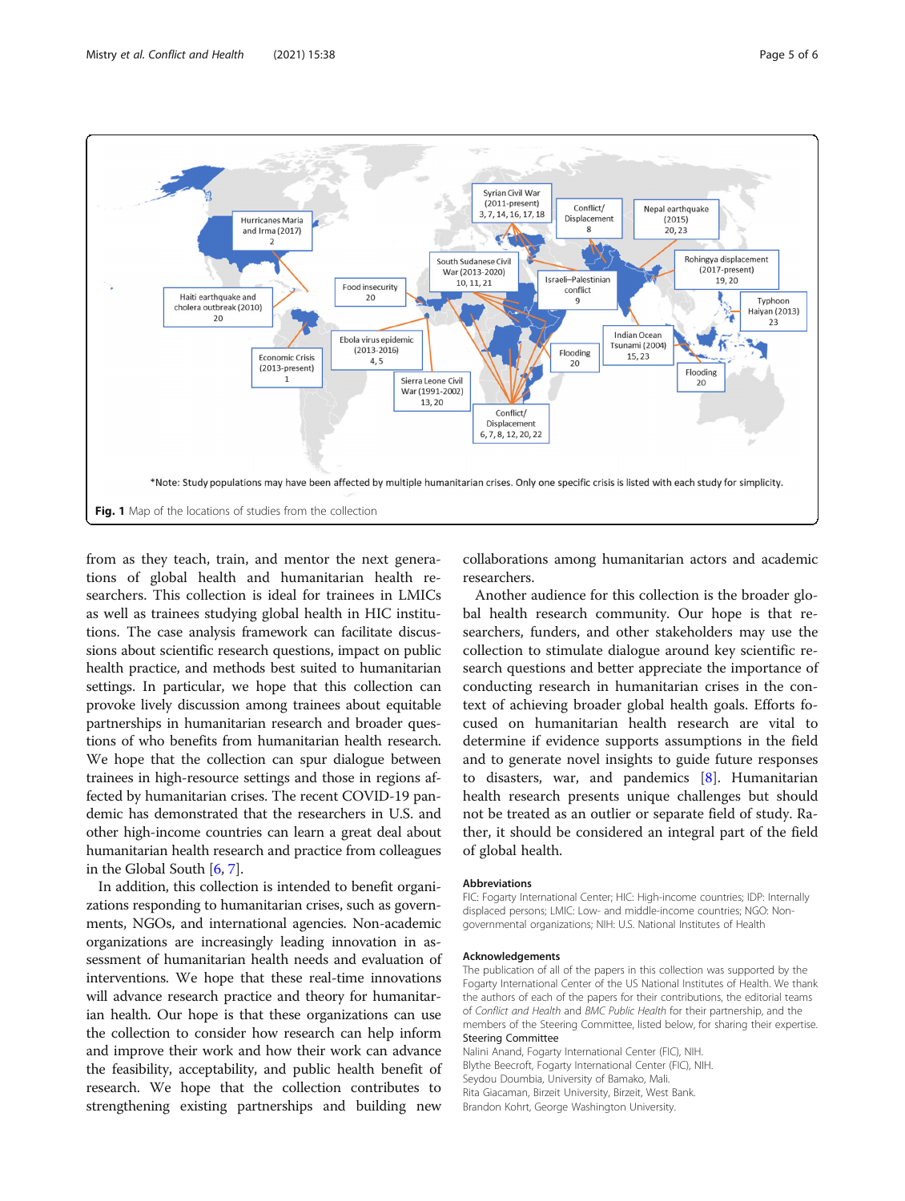from as they teach, train, and mentor the next generations of global health and humanitarian health researchers. This collection is ideal for trainees in LMICs as well as trainees studying global health in HIC institutions. The case analysis framework can facilitate discussions about scientific research questions, impact on public health practice, and methods best suited to humanitarian settings. In particular, we hope that this collection can provoke lively discussion among trainees about equitable partnerships in humanitarian research and broader questions of who benefits from humanitarian health research. We hope that the collection can spur dialogue between trainees in high-resource settings and those in regions affected by humanitarian crises. The recent COVID-19 pandemic has demonstrated that the researchers in U.S. and other high-income countries can learn a great deal about humanitarian health research and practice from colleagues in the Global South [6, 7].

In addition, this collection is intended to benefit organizations responding to humanitarian crises, such as governments, NGOs, and international agencies. Non-academic organizations are increasingly leading innovation in assessment of humanitarian health needs and evaluation of interventions. We hope that these real-time innovations will advance research practice and theory for humanitarian health. Our hope is that these organizations can use the collection to consider how research can help inform and improve their work and how their work can advance the feasibility, acceptability, and public health benefit of research. We hope that the collection contributes to strengthening existing partnerships and building new collaborations among humanitarian actors and academic researchers.

Another audience for this collection is the broader global health research community. Our hope is that researchers, funders, and other stakeholders may use the collection to stimulate dialogue around key scientific research questions and better appreciate the importance of conducting research in humanitarian crises in the context of achieving broader global health goals. Efforts focused on humanitarian health research are vital to determine if evidence supports assumptions in the field and to generate novel insights to guide future responses to disasters, war, and pandemics [8]. Humanitarian health research presents unique challenges but should not be treated as an outlier or separate field of study. Rather, it should be considered an integral part of the field of global health.

Hurricanes Maria and Irma (2017) 2; Haiti earthquake and cholera outbreak (2010) 20; Economic Crisis (2013-present) 1; Food insecurity 20; Ebola virus epidemic (2013-2016) 4, 5; Sierra Leone Civil War (1991-2002) 13, 20; South Sudanese Civil War (2013-2020) 10, 11, 21; Syrian Civil War (2011-present) 3, 7, 14, 16, 17, 18; Conflict/Displacement 8; Israeli–Palestinian conflict 9; Conflict/Displacement 6, 7, 8, 12, 20, 22; Flooding 20; Nepal earthquake (2015) 20, 23; Rohingya displacement (2017-present) 19, 20; Indian Ocean Tsunami (2004) 15, 23; Typhoon Haiyan (2013) 23; Flooding 20

*Note: Study populations may have been affected by multiple humanitarian crises. Only one specific crisis is listed with each study for simplicity.

**Fig. 1** Map of the locations of studies from the collection

## Abbreviations

FIC: Fogarty International Center; HIC: High-income countries; IDP: Internally displaced persons; LMIC: Low- and middle-income countries; NGO: Non-governmental organizations; NIH: U.S. National Institutes of Health

## Acknowledgements

The publication of all of the papers in this collection was supported by the Fogarty International Center of the US National Institutes of Health. We thank the authors of each of the papers for their contributions, the editorial teams of *Conflict and Health* and *BMC Public Health* for their partnership, and the members of the Steering Committee, listed below, for sharing their expertise.

### Steering Committee

Nalini Anand, Fogarty International Center (FIC), NIH.
Blythe Beecroft, Fogarty International Center (FIC), NIH.
Seydou Doumbia, University of Bamako, Mali.
Rita Giacaman, Birzeit University, Birzeit, West Bank.
Brandon Kohrt, George Washington University.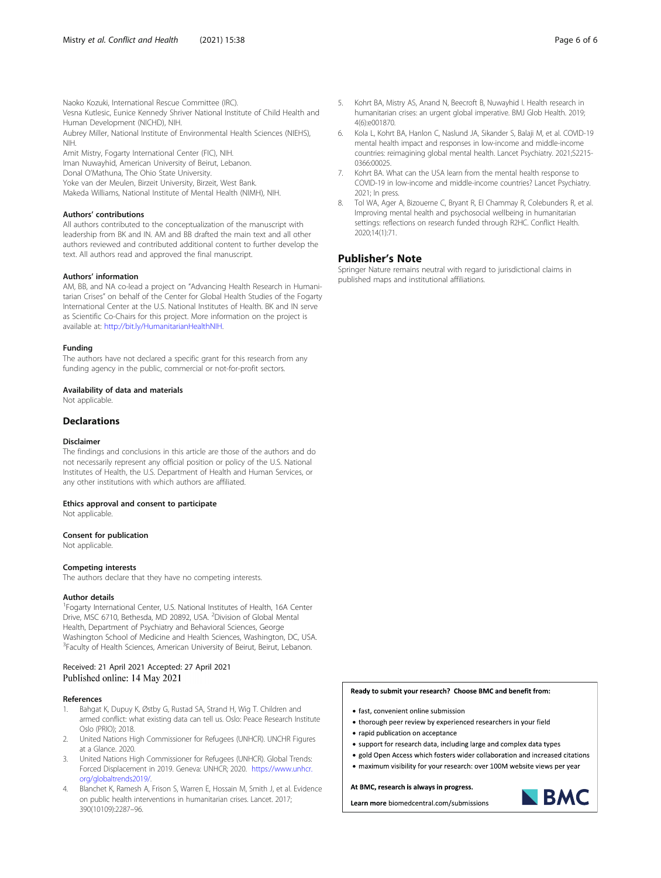Naoko Kozuki, International Rescue Committee (IRC).
Vesna Kutlesic, Eunice Kennedy Shriver National Institute of Child Health and Human Development (NICHD), NIH.
Aubrey Miller, National Institute of Environmental Health Sciences (NIEHS), NIH.
Amit Mistry, Fogarty International Center (FIC), NIH.
Iman Nuwayhid, American University of Beirut, Lebanon.
Donal O'Mathuna, The Ohio State University.
Yoke van der Meulen, Birzeit University, Birzeit, West Bank.
Makeda Williams, National Institute of Mental Health (NIMH), NIH.

### Authors' contributions

All authors contributed to the conceptualization of the manuscript with leadership from BK and IN. AM and BB drafted the main text and all other authors reviewed and contributed additional content to further develop the text. All authors read and approved the final manuscript.

### Authors' information

AM, BB, and NA co-lead a project on "Advancing Health Research in Humanitarian Crises" on behalf of the Center for Global Health Studies of the Fogarty International Center at the U.S. National Institutes of Health. BK and IN serve as Scientific Co-Chairs for this project. More information on the project is available at: http://bit.ly/HumanitarianHealthNIH.

### Funding

The authors have not declared a specific grant for this research from any funding agency in the public, commercial or not-for-profit sectors.

### Availability of data and materials

Not applicable.

## Declarations

### Disclaimer

The findings and conclusions in this article are those of the authors and do not necessarily represent any official position or policy of the U.S. National Institutes of Health, the U.S. Department of Health and Human Services, or any other institutions with which authors are affiliated.

### Ethics approval and consent to participate

Not applicable.

### Consent for publication

Not applicable.

### Competing interests

The authors declare that they have no competing interests.

### Author details

[1]Fogarty International Center, U.S. National Institutes of Health, 16A Center Drive, MSC 6710, Bethesda, MD 20892, USA. [2]Division of Global Mental Health, Department of Psychiatry and Behavioral Sciences, George Washington School of Medicine and Health Sciences, Washington, DC, USA. [3]Faculty of Health Sciences, American University of Beirut, Beirut, Lebanon.

Received: 21 April 2021 Accepted: 27 April 2021
Published online: 14 May 2021

### References

1. Bahgat K, Dupuy K, Østby G, Rustad SA, Strand H, Wig T. Children and armed conflict: what existing data can tell us. Oslo: Peace Research Institute Oslo (PRIO); 2018.
2. United Nations High Commissioner for Refugees (UNHCR). UNCHR Figures at a Glance. 2020.
3. United Nations High Commissioner for Refugees (UNHCR). Global Trends: Forced Displacement in 2019. Geneva: UNHCR; 2020. https://www.unhcr.org/globaltrends2019/.
4. Blanchet K, Ramesh A, Frison S, Warren E, Hossain M, Smith J, et al. Evidence on public health interventions in humanitarian crises. Lancet. 2017; 390(10109):2287–96.
5. Kohrt BA, Mistry AS, Anand N, Beecroft B, Nuwayhid I. Health research in humanitarian crises: an urgent global imperative. BMJ Glob Health. 2019; 4(6):e001870.
6. Kola L, Kohrt BA, Hanlon C, Naslund JA, Sikander S, Balaji M, et al. COVID-19 mental health impact and responses in low-income and middle-income countries: reimagining global mental health. Lancet Psychiatry. 2021;S2215-0366:00025.
7. Kohrt BA. What can the USA learn from the mental health response to COVID-19 in low-income and middle-income countries? Lancet Psychiatry. 2021; In press.
8. Tol WA, Ager A, Bizouerne C, Bryant R, El Chammay R, Colebunders R, et al. Improving mental health and psychosocial wellbeing in humanitarian settings: reflections on research funded through R2HC. Conflict Health. 2020;14(1):71.

## Publisher's Note

Springer Nature remains neutral with regard to jurisdictional claims in published maps and institutional affiliations.

**Ready to submit your research? Choose BMC and benefit from:**

- fast, convenient online submission
- thorough peer review by experienced researchers in your field
- rapid publication on acceptance
- support for research data, including large and complex data types
- gold Open Access which fosters wider collaboration and increased citations
- maximum visibility for your research: over 100M website views per year

**At BMC, research is always in progress.**

**Learn more** biomedcentral.com/submissions

BMC